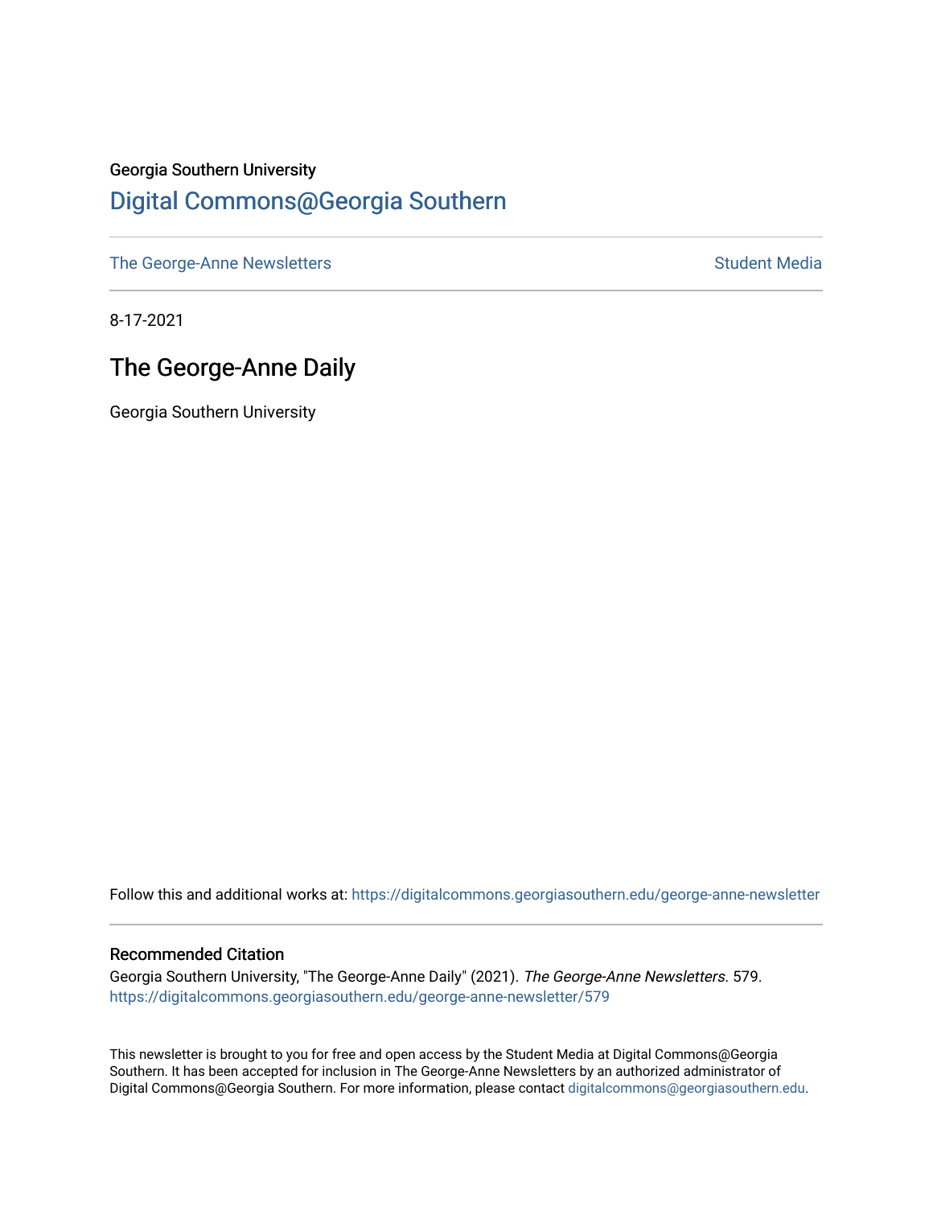Georgia Southern University

# Digital Commons@Georgia Southern

The George-Anne Newsletters | Student Media

8-17-2021

## The George-Anne Daily

Georgia Southern University

Follow this and additional works at: https://digitalcommons.georgiasouthern.edu/george-anne-newsletter

### Recommended Citation

Georgia Southern University, "The George-Anne Daily" (2021). *The George-Anne Newsletters*. 579. https://digitalcommons.georgiasouthern.edu/george-anne-newsletter/579

This newsletter is brought to you for free and open access by the Student Media at Digital Commons@Georgia Southern. It has been accepted for inclusion in The George-Anne Newsletters by an authorized administrator of Digital Commons@Georgia Southern. For more information, please contact digitalcommons@georgiasouthern.edu.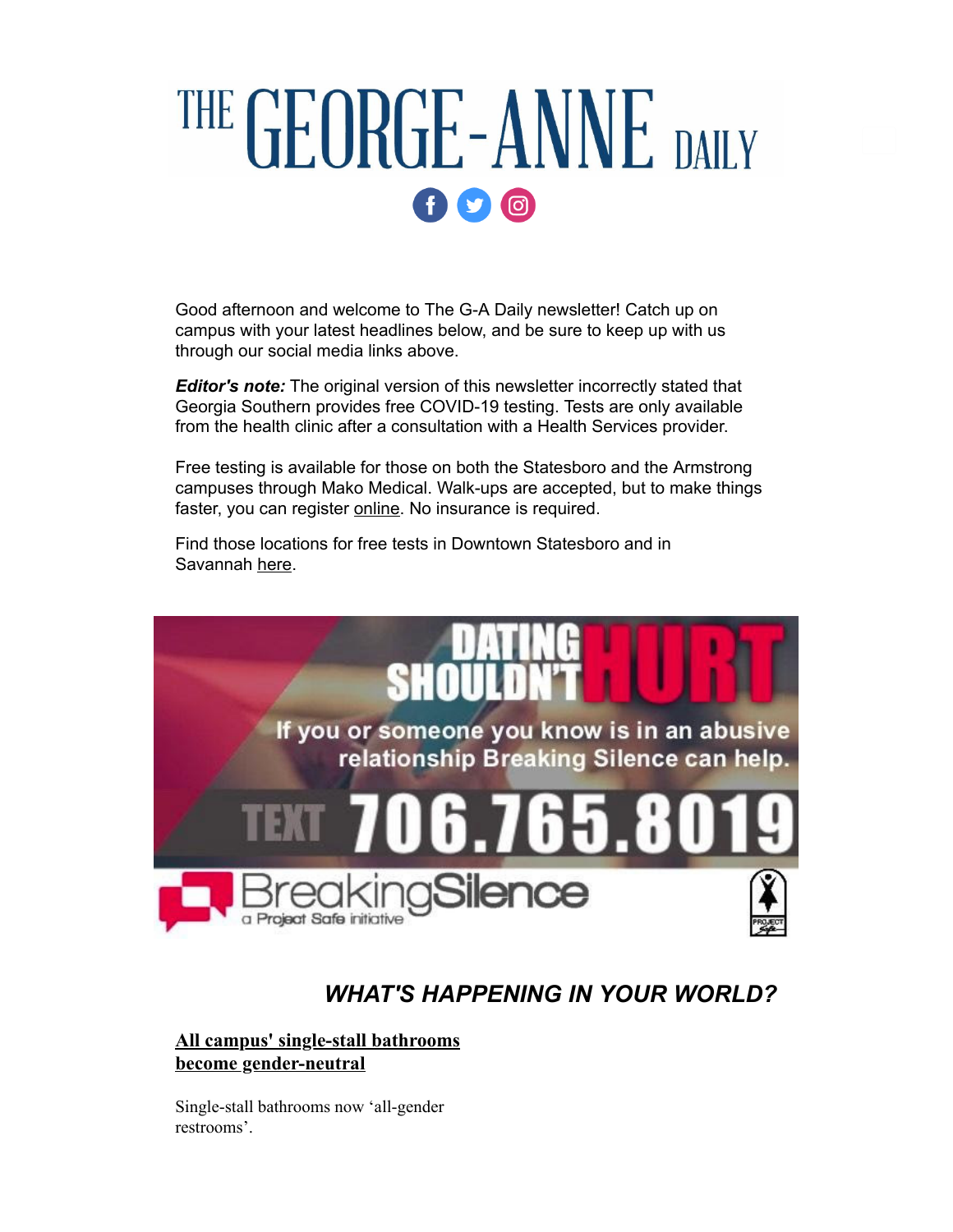# THE GEORGE-ANNE DAILY

Good afternoon and welcome to The G-A Daily newsletter! Catch up on campus with your latest headlines below, and be sure to keep up with us through our social media links above.

***Editor's note:*** The original version of this newsletter incorrectly stated that Georgia Southern provides free COVID-19 testing. Tests are only available from the health clinic after a consultation with a Health Services provider.

Free testing is available for those on both the Statesboro and the Armstrong campuses through Mako Medical. Walk-ups are accepted, but to make things faster, you can register online. No insurance is required.

Find those locations for free tests in Downtown Statesboro and in Savannah here.

DATING SHOULDN'T HURT

If you or someone you know is in an abusive relationship Breaking Silence can help.

TEXT 706.765.8019

BreakingSilence a Project Safe initiative

## *WHAT'S HAPPENING IN YOUR WORLD?*

### All campus' single-stall bathrooms become gender-neutral

Single-stall bathrooms now 'all-gender restrooms'.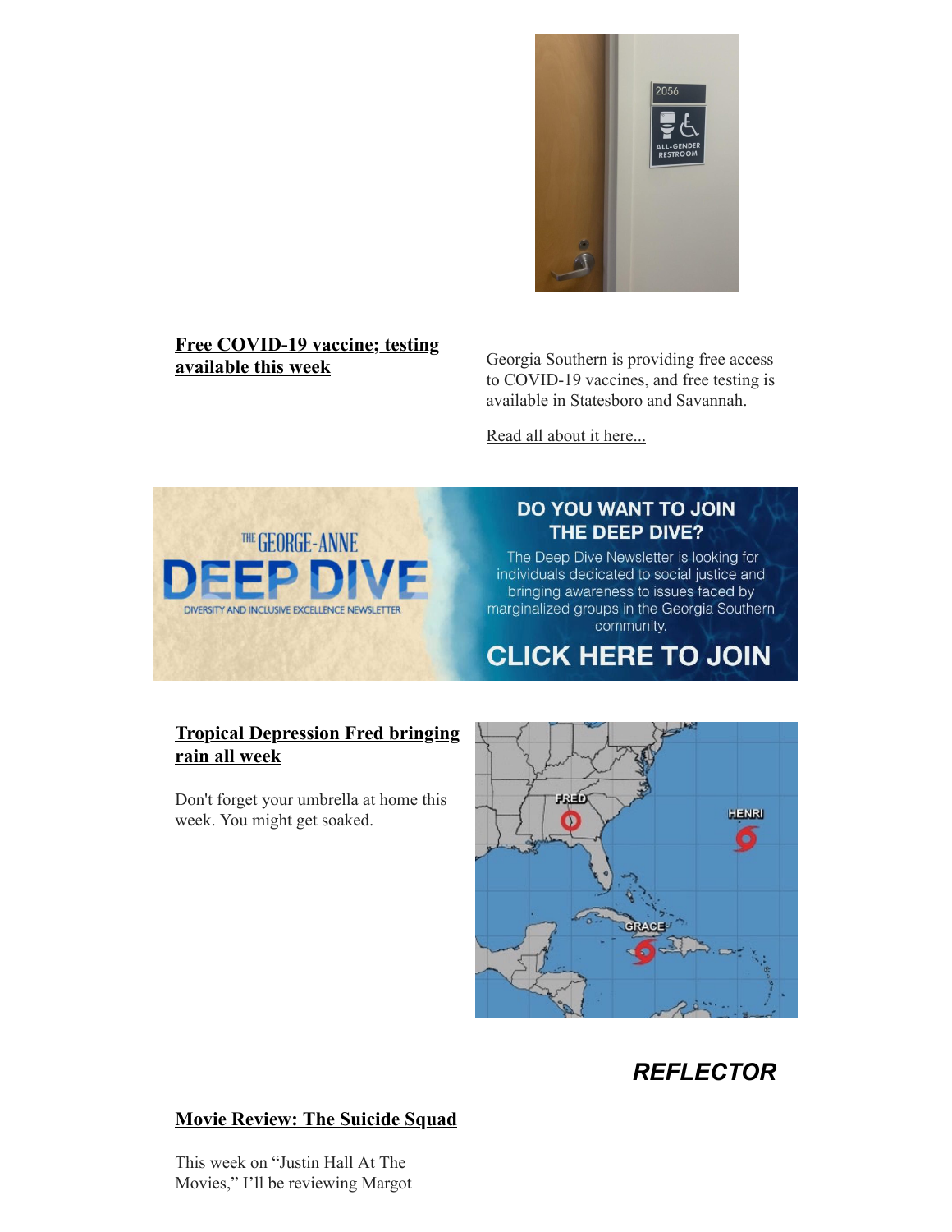**Free COVID-19 vaccine; testing available this week**

Georgia Southern is providing free access to COVID-19 vaccines, and free testing is available in Statesboro and Savannah.

Read all about it here...

**Tropical Depression Fred bringing rain all week**

Don't forget your umbrella at home this week. You might get soaked.

## *REFLECTOR*

**Movie Review: The Suicide Squad**

This week on "Justin Hall At The Movies," I'll be reviewing Margot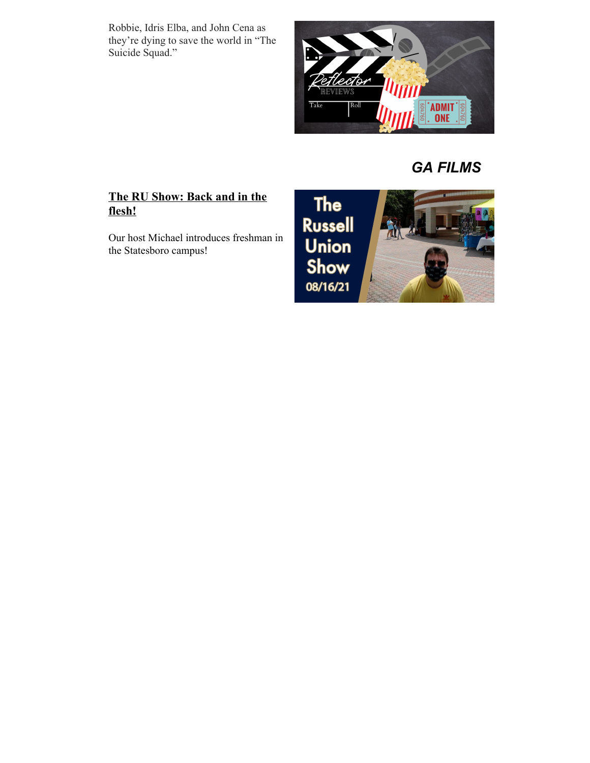Robbie, Idris Elba, and John Cena as they're dying to save the world in "The Suicide Squad."

## *GA FILMS*

**The RU Show: Back and in the flesh!**

Our host Michael introduces freshman in the Statesboro campus!